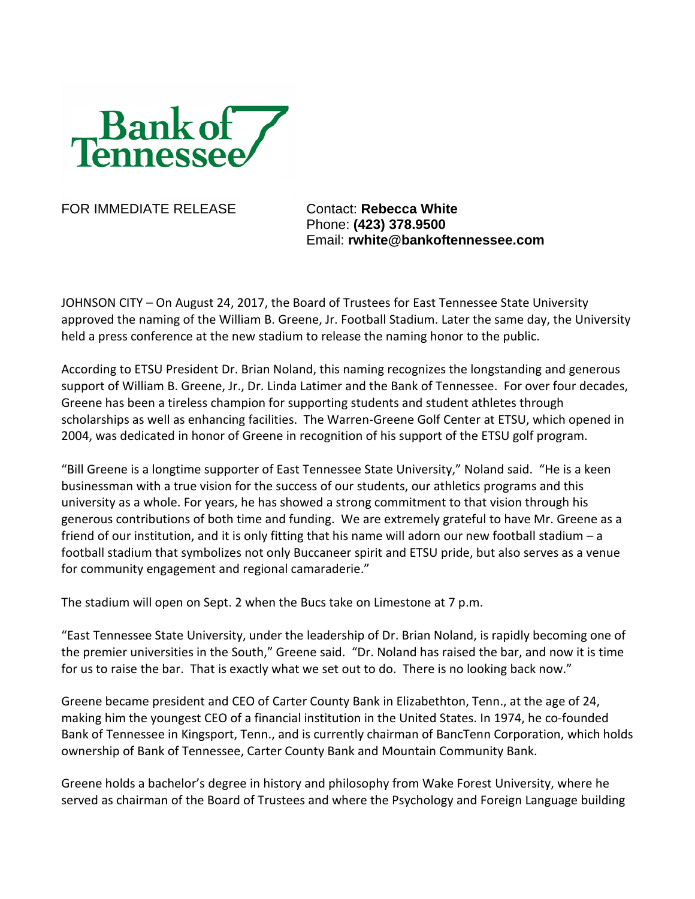Bank of Tennessee

FOR IMMEDIATE RELEASE

Contact: **Rebecca White**
Phone: **(423) 378.9500**
Email: **rwhite@bankoftennessee.com**

JOHNSON CITY – On August 24, 2017, the Board of Trustees for East Tennessee State University approved the naming of the William B. Greene, Jr. Football Stadium. Later the same day, the University held a press conference at the new stadium to release the naming honor to the public.

According to ETSU President Dr. Brian Noland, this naming recognizes the longstanding and generous support of William B. Greene, Jr., Dr. Linda Latimer and the Bank of Tennessee. For over four decades, Greene has been a tireless champion for supporting students and student athletes through scholarships as well as enhancing facilities. The Warren-Greene Golf Center at ETSU, which opened in 2004, was dedicated in honor of Greene in recognition of his support of the ETSU golf program.

"Bill Greene is a longtime supporter of East Tennessee State University," Noland said. "He is a keen businessman with a true vision for the success of our students, our athletics programs and this university as a whole. For years, he has showed a strong commitment to that vision through his generous contributions of both time and funding. We are extremely grateful to have Mr. Greene as a friend of our institution, and it is only fitting that his name will adorn our new football stadium – a football stadium that symbolizes not only Buccaneer spirit and ETSU pride, but also serves as a venue for community engagement and regional camaraderie."

The stadium will open on Sept. 2 when the Bucs take on Limestone at 7 p.m.

"East Tennessee State University, under the leadership of Dr. Brian Noland, is rapidly becoming one of the premier universities in the South," Greene said. "Dr. Noland has raised the bar, and now it is time for us to raise the bar. That is exactly what we set out to do. There is no looking back now."

Greene became president and CEO of Carter County Bank in Elizabethton, Tenn., at the age of 24, making him the youngest CEO of a financial institution in the United States. In 1974, he co-founded Bank of Tennessee in Kingsport, Tenn., and is currently chairman of BancTenn Corporation, which holds ownership of Bank of Tennessee, Carter County Bank and Mountain Community Bank.

Greene holds a bachelor's degree in history and philosophy from Wake Forest University, where he served as chairman of the Board of Trustees and where the Psychology and Foreign Language building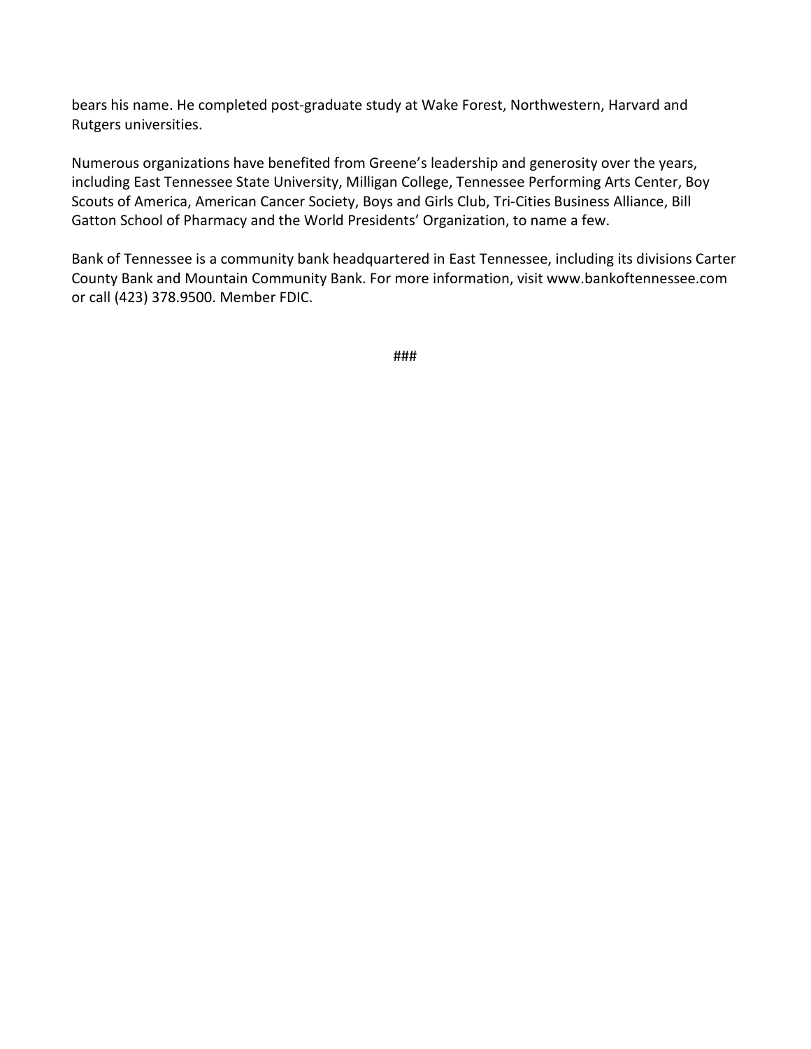bears his name. He completed post-graduate study at Wake Forest, Northwestern, Harvard and Rutgers universities.

Numerous organizations have benefited from Greene's leadership and generosity over the years, including East Tennessee State University, Milligan College, Tennessee Performing Arts Center, Boy Scouts of America, American Cancer Society, Boys and Girls Club, Tri-Cities Business Alliance, Bill Gatton School of Pharmacy and the World Presidents' Organization, to name a few.

Bank of Tennessee is a community bank headquartered in East Tennessee, including its divisions Carter County Bank and Mountain Community Bank. For more information, visit www.bankoftennessee.com or call (423) 378.9500. Member FDIC.

###